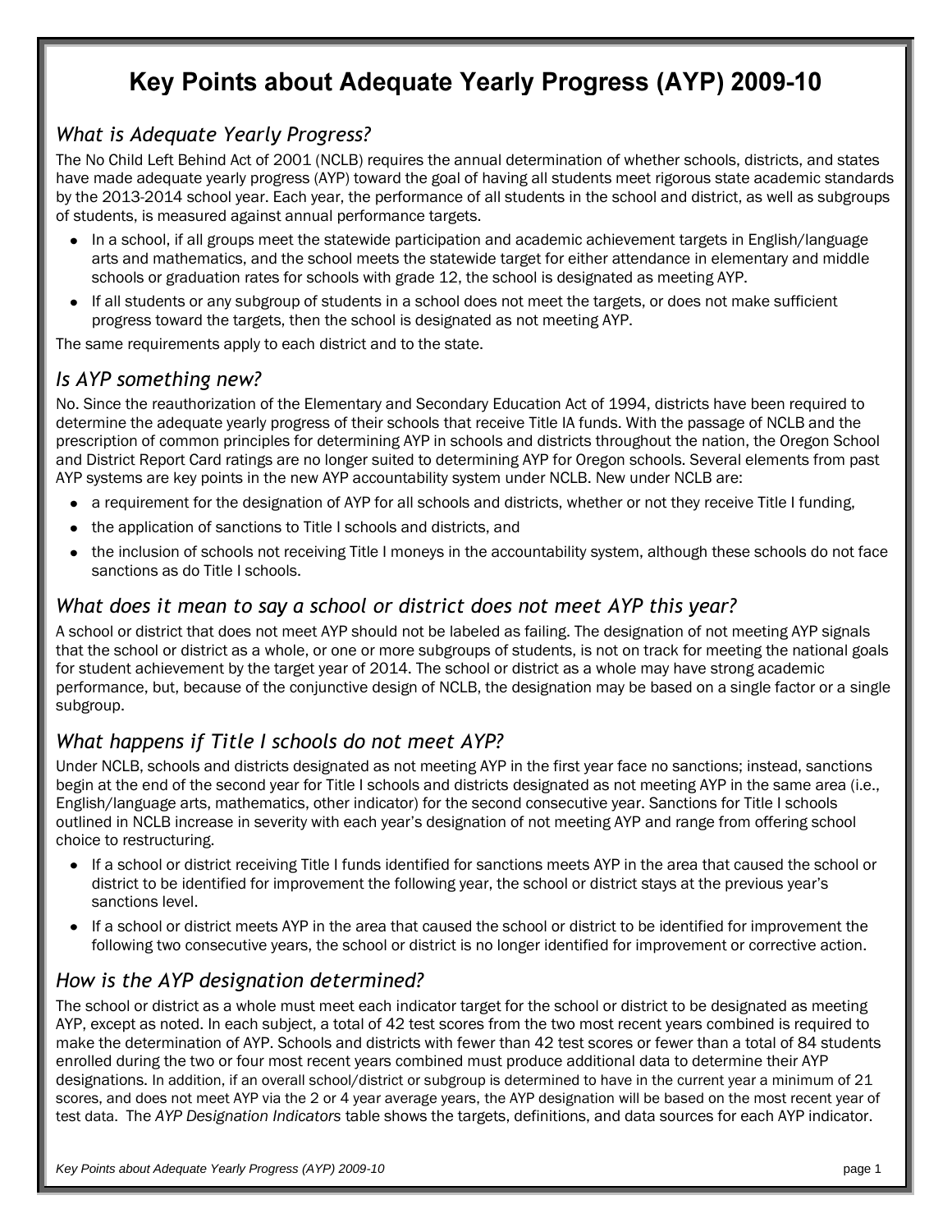# Key Points about Adequate Yearly Progress (AYP) 2009-10

## *What is Adequate Yearly Progress?*

The No Child Left Behind Act of 2001 (NCLB) requires the annual determination of whether schools, districts, and states have made adequate yearly progress (AYP) toward the goal of having all students meet rigorous state academic standards by the 2013-2014 school year. Each year, the performance of all students in the school and district, as well as subgroups of students, is measured against annual performance targets.

- In a school, if all groups meet the statewide participation and academic achievement targets in English/language arts and mathematics, and the school meets the statewide target for either attendance in elementary and middle schools or graduation rates for schools with grade 12, the school is designated as meeting AYP.
- If all students or any subgroup of students in a school does not meet the targets, or does not make sufficient progress toward the targets, then the school is designated as not meeting AYP.

The same requirements apply to each district and to the state.

## *Is AYP something new?*

No. Since the reauthorization of the Elementary and Secondary Education Act of 1994, districts have been required to determine the adequate yearly progress of their schools that receive Title IA funds. With the passage of NCLB and the prescription of common principles for determining AYP in schools and districts throughout the nation, the Oregon School and District Report Card ratings are no longer suited to determining AYP for Oregon schools. Several elements from past AYP systems are key points in the new AYP accountability system under NCLB. New under NCLB are:

- a requirement for the designation of AYP for all schools and districts, whether or not they receive Title I funding,
- the application of sanctions to Title I schools and districts, and
- the inclusion of schools not receiving Title I moneys in the accountability system, although these schools do not face sanctions as do Title I schools.

## *What does it mean to say a school or district does not meet AYP this year?*

A school or district that does not meet AYP should not be labeled as failing. The designation of not meeting AYP signals that the school or district as a whole, or one or more subgroups of students, is not on track for meeting the national goals for student achievement by the target year of 2014. The school or district as a whole may have strong academic performance, but, because of the conjunctive design of NCLB, the designation may be based on a single factor or a single subgroup.

## *What happens if Title I schools do not meet AYP?*

Under NCLB, schools and districts designated as not meeting AYP in the first year face no sanctions; instead, sanctions begin at the end of the second year for Title I schools and districts designated as not meeting AYP in the same area (i.e., English/language arts, mathematics, other indicator) for the second consecutive year. Sanctions for Title I schools outlined in NCLB increase in severity with each year's designation of not meeting AYP and range from offering school choice to restructuring.

- If a school or district receiving Title I funds identified for sanctions meets AYP in the area that caused the school or district to be identified for improvement the following year, the school or district stays at the previous year's sanctions level.
- If a school or district meets AYP in the area that caused the school or district to be identified for improvement the following two consecutive years, the school or district is no longer identified for improvement or corrective action.

## *How is the AYP designation determined?*

The school or district as a whole must meet each indicator target for the school or district to be designated as meeting AYP, except as noted. In each subject, a total of 42 test scores from the two most recent years combined is required to make the determination of AYP. Schools and districts with fewer than 42 test scores or fewer than a total of 84 students enrolled during the two or four most recent years combined must produce additional data to determine their AYP designations. In addition, if an overall school/district or subgroup is determined to have in the current year a minimum of 21 scores, and does not meet AYP via the 2 or 4 year average years, the AYP designation will be based on the most recent year of test data. The *AYP Designation Indicators* table shows the targets, definitions, and data sources for each AYP indicator.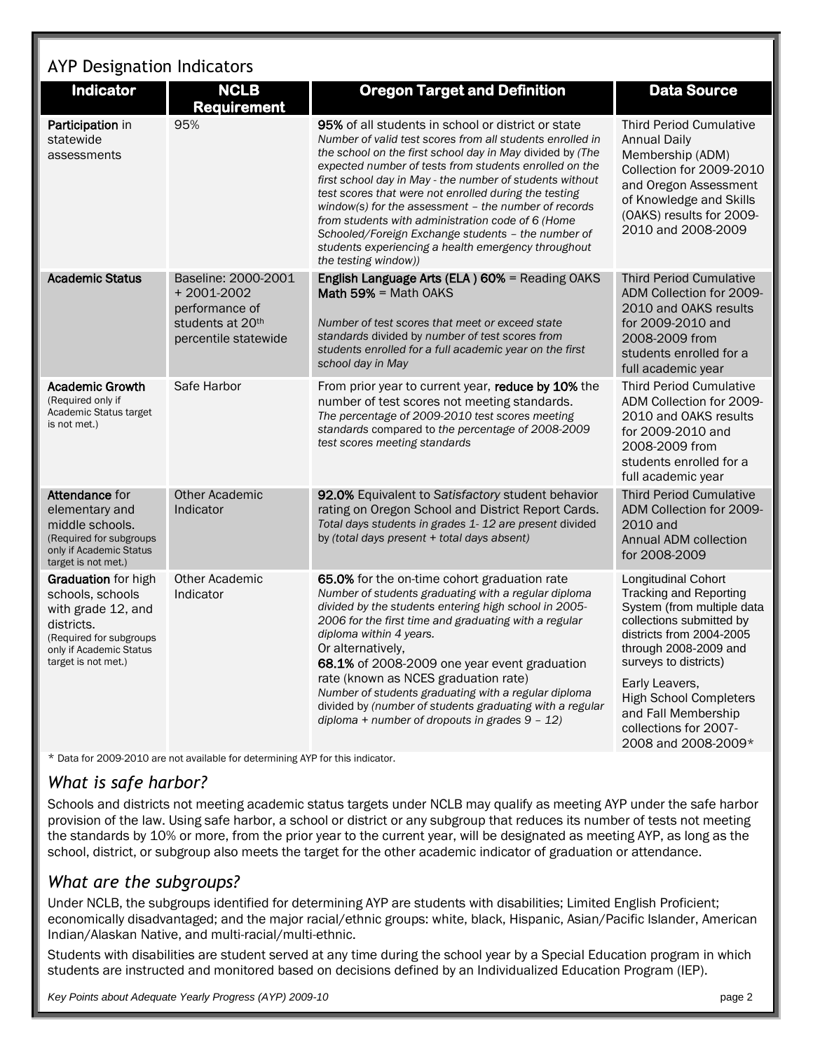## AYP Designation Indicators

| Indicator | NCLB Requirement | Oregon Target and Definition | Data Source |
|---|---|---|---|
| **Participation** in statewide assessments | 95% | **95%** of all students in school or district or state<br>*Number of valid test scores from all students enrolled in the school on the first school day in May* divided by *(The expected number of tests from students enrolled on the first school day in May - the number of students without test scores that were not enrolled during the testing window(s) for the assessment – the number of records from students with administration code of 6 (Home Schooled/Foreign Exchange students – the number of students experiencing a health emergency throughout the testing window))* | Third Period Cumulative Annual Daily Membership (ADM) Collection for 2009-2010 and Oregon Assessment of Knowledge and Skills (OAKS) results for 2009-2010 and 2008-2009 |
| **Academic Status** | Baseline: 2000-2001 + 2001-2002 performance of students at 20th percentile statewide | **English Language Arts (ELA ) 60%** = Reading OAKS<br>**Math 59%** = Math OAKS<br><br>*Number of test scores that meet or exceed state standards* divided by *number of test scores from students enrolled for a full academic year on the first school day in May* | Third Period Cumulative ADM Collection for 2009-2010 and OAKS results for 2009-2010 and 2008-2009 from students enrolled for a full academic year |
| **Academic Growth** (Required only if Academic Status target is not met.) | Safe Harbor | From prior year to current year, **reduce by 10%** the number of test scores not meeting standards.<br>*The percentage of 2009-2010 test scores meeting standards compared to the percentage of 2008-2009 test scores meeting standards* | Third Period Cumulative ADM Collection for 2009-2010 and OAKS results for 2009-2010 and 2008-2009 from students enrolled for a full academic year |
| **Attendance** for elementary and middle schools. (Required for subgroups only if Academic Status target is not met.) | Other Academic Indicator | **92.0%** Equivalent to *Satisfactory* student behavior rating on Oregon School and District Report Cards.<br>*Total days students in grades 1- 12 are present* divided by *(total days present + total days absent)* | Third Period Cumulative ADM Collection for 2009-2010 and Annual ADM collection for 2008-2009 |
| **Graduation** for high schools, schools with grade 12, and districts. (Required for subgroups only if Academic Status target is not met.) | Other Academic Indicator | **65.0%** for the on-time cohort graduation rate<br>*Number of students graduating with a regular diploma divided by the students entering high school in 2005-2006 for the first time and graduating with a regular diploma within 4 years.*<br>Or alternatively,<br>**68.1%** of 2008-2009 one year event graduation rate (known as NCES graduation rate)<br>*Number of students graduating with a regular diploma* divided by *(number of students graduating with a regular diploma + number of dropouts in grades 9 – 12)* | Longitudinal Cohort Tracking and Reporting System (from multiple data collections submitted by districts from 2004-2005 through 2008-2009 and surveys to districts)<br><br>Early Leavers, High School Completers and Fall Membership collections for 2007-2008 and 2008-2009* |

* Data for 2009-2010 are not available for determining AYP for this indicator.

### *What is safe harbor?*

Schools and districts not meeting academic status targets under NCLB may qualify as meeting AYP under the safe harbor provision of the law. Using safe harbor, a school or district or any subgroup that reduces its number of tests not meeting the standards by 10% or more, from the prior year to the current year, will be designated as meeting AYP, as long as the school, district, or subgroup also meets the target for the other academic indicator of graduation or attendance.

### *What are the subgroups?*

Under NCLB, the subgroups identified for determining AYP are students with disabilities; Limited English Proficient; economically disadvantaged; and the major racial/ethnic groups: white, black, Hispanic, Asian/Pacific Islander, American Indian/Alaskan Native, and multi-racial/multi-ethnic.

Students with disabilities are student served at any time during the school year by a Special Education program in which students are instructed and monitored based on decisions defined by an Individualized Education Program (IEP).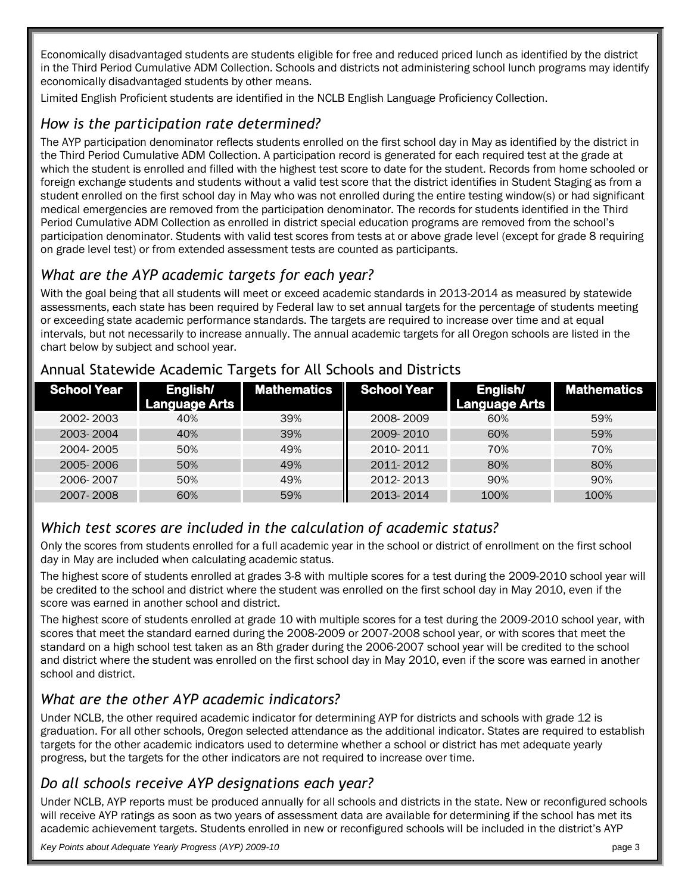Economically disadvantaged students are students eligible for free and reduced priced lunch as identified by the district in the Third Period Cumulative ADM Collection. Schools and districts not administering school lunch programs may identify economically disadvantaged students by other means.

Limited English Proficient students are identified in the NCLB English Language Proficiency Collection.

## *How is the participation rate determined?*

The AYP participation denominator reflects students enrolled on the first school day in May as identified by the district in the Third Period Cumulative ADM Collection. A participation record is generated for each required test at the grade at which the student is enrolled and filled with the highest test score to date for the student. Records from home schooled or foreign exchange students and students without a valid test score that the district identifies in Student Staging as from a student enrolled on the first school day in May who was not enrolled during the entire testing window(s) or had significant medical emergencies are removed from the participation denominator. The records for students identified in the Third Period Cumulative ADM Collection as enrolled in district special education programs are removed from the school's participation denominator. Students with valid test scores from tests at or above grade level (except for grade 8 requiring on grade level test) or from extended assessment tests are counted as participants.

## *What are the AYP academic targets for each year?*

With the goal being that all students will meet or exceed academic standards in 2013-2014 as measured by statewide assessments, each state has been required by Federal law to set annual targets for the percentage of students meeting or exceeding state academic performance standards. The targets are required to increase over time and at equal intervals, but not necessarily to increase annually. The annual academic targets for all Oregon schools are listed in the chart below by subject and school year.

### Annual Statewide Academic Targets for All Schools and Districts

| School Year | English/ Language Arts | Mathematics | School Year | English/ Language Arts | Mathematics |
|---|---|---|---|---|---|
| 2002- 2003 | 40% | 39% | 2008- 2009 | 60% | 59% |
| 2003- 2004 | 40% | 39% | 2009- 2010 | 60% | 59% |
| 2004- 2005 | 50% | 49% | 2010- 2011 | 70% | 70% |
| 2005- 2006 | 50% | 49% | 2011- 2012 | 80% | 80% |
| 2006- 2007 | 50% | 49% | 2012- 2013 | 90% | 90% |
| 2007- 2008 | 60% | 59% | 2013- 2014 | 100% | 100% |

## *Which test scores are included in the calculation of academic status?*

Only the scores from students enrolled for a full academic year in the school or district of enrollment on the first school day in May are included when calculating academic status.

The highest score of students enrolled at grades 3-8 with multiple scores for a test during the 2009-2010 school year will be credited to the school and district where the student was enrolled on the first school day in May 2010, even if the score was earned in another school and district.

The highest score of students enrolled at grade 10 with multiple scores for a test during the 2009-2010 school year, with scores that meet the standard earned during the 2008-2009 or 2007-2008 school year, or with scores that meet the standard on a high school test taken as an 8th grader during the 2006-2007 school year will be credited to the school and district where the student was enrolled on the first school day in May 2010, even if the score was earned in another school and district.

## *What are the other AYP academic indicators?*

Under NCLB, the other required academic indicator for determining AYP for districts and schools with grade 12 is graduation. For all other schools, Oregon selected attendance as the additional indicator. States are required to establish targets for the other academic indicators used to determine whether a school or district has met adequate yearly progress, but the targets for the other indicators are not required to increase over time.

## *Do all schools receive AYP designations each year?*

Under NCLB, AYP reports must be produced annually for all schools and districts in the state. New or reconfigured schools will receive AYP ratings as soon as two years of assessment data are available for determining if the school has met its academic achievement targets. Students enrolled in new or reconfigured schools will be included in the district's AYP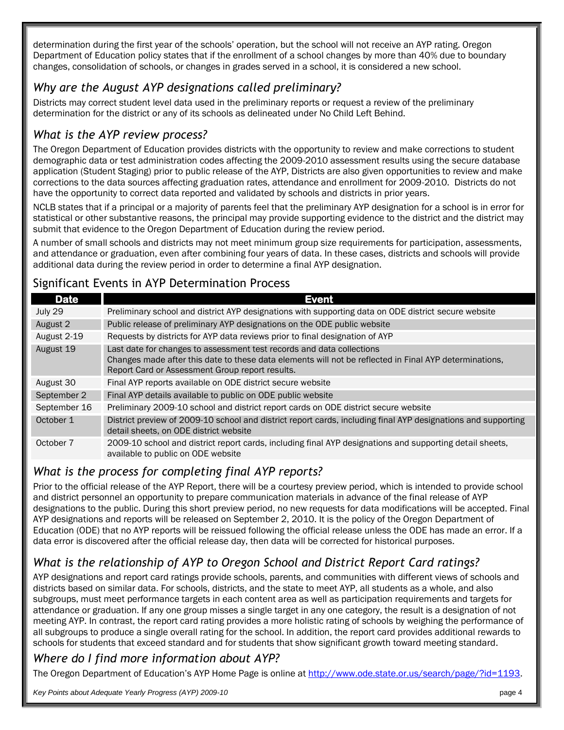determination during the first year of the schools' operation, but the school will not receive an AYP rating. Oregon Department of Education policy states that if the enrollment of a school changes by more than 40% due to boundary changes, consolidation of schools, or changes in grades served in a school, it is considered a new school.

## *Why are the August AYP designations called preliminary?*

Districts may correct student level data used in the preliminary reports or request a review of the preliminary determination for the district or any of its schools as delineated under No Child Left Behind.

## *What is the AYP review process?*

The Oregon Department of Education provides districts with the opportunity to review and make corrections to student demographic data or test administration codes affecting the 2009-2010 assessment results using the secure database application (Student Staging) prior to public release of the AYP, Districts are also given opportunities to review and make corrections to the data sources affecting graduation rates, attendance and enrollment for 2009-2010. Districts do not have the opportunity to correct data reported and validated by schools and districts in prior years.

NCLB states that if a principal or a majority of parents feel that the preliminary AYP designation for a school is in error for statistical or other substantive reasons, the principal may provide supporting evidence to the district and the district may submit that evidence to the Oregon Department of Education during the review period.

A number of small schools and districts may not meet minimum group size requirements for participation, assessments, and attendance or graduation, even after combining four years of data. In these cases, districts and schools will provide additional data during the review period in order to determine a final AYP designation.

## Significant Events in AYP Determination Process

| Date | Event |
|---|---|
| July 29 | Preliminary school and district AYP designations with supporting data on ODE district secure website |
| August 2 | Public release of preliminary AYP designations on the ODE public website |
| August 2-19 | Requests by districts for AYP data reviews prior to final designation of AYP |
| August 19 | Last date for changes to assessment test records and data collections<br>Changes made after this date to these data elements will not be reflected in Final AYP determinations, Report Card or Assessment Group report results. |
| August 30 | Final AYP reports available on ODE district secure website |
| September 2 | Final AYP details available to public on ODE public website |
| September 16 | Preliminary 2009-10 school and district report cards on ODE district secure website |
| October 1 | District preview of 2009-10 school and district report cards, including final AYP designations and supporting detail sheets, on ODE district website |
| October 7 | 2009-10 school and district report cards, including final AYP designations and supporting detail sheets, available to public on ODE website |

## *What is the process for completing final AYP reports?*

Prior to the official release of the AYP Report, there will be a courtesy preview period, which is intended to provide school and district personnel an opportunity to prepare communication materials in advance of the final release of AYP designations to the public. During this short preview period, no new requests for data modifications will be accepted. Final AYP designations and reports will be released on September 2, 2010. It is the policy of the Oregon Department of Education (ODE) that no AYP reports will be reissued following the official release unless the ODE has made an error. If a data error is discovered after the official release day, then data will be corrected for historical purposes.

## *What is the relationship of AYP to Oregon School and District Report Card ratings?*

AYP designations and report card ratings provide schools, parents, and communities with different views of schools and districts based on similar data. For schools, districts, and the state to meet AYP, all students as a whole, and also subgroups, must meet performance targets in each content area as well as participation requirements and targets for attendance or graduation. If any one group misses a single target in any one category, the result is a designation of not meeting AYP. In contrast, the report card rating provides a more holistic rating of schools by weighing the performance of all subgroups to produce a single overall rating for the school. In addition, the report card provides additional rewards to schools for students that exceed standard and for students that show significant growth toward meeting standard.

## *Where do I find more information about AYP?*

The Oregon Department of Education's AYP Home Page is online at [http://www.ode.state.or.us/search/page/?id=1193](http://www.ode.state.or.us/search/page/?id=1193).